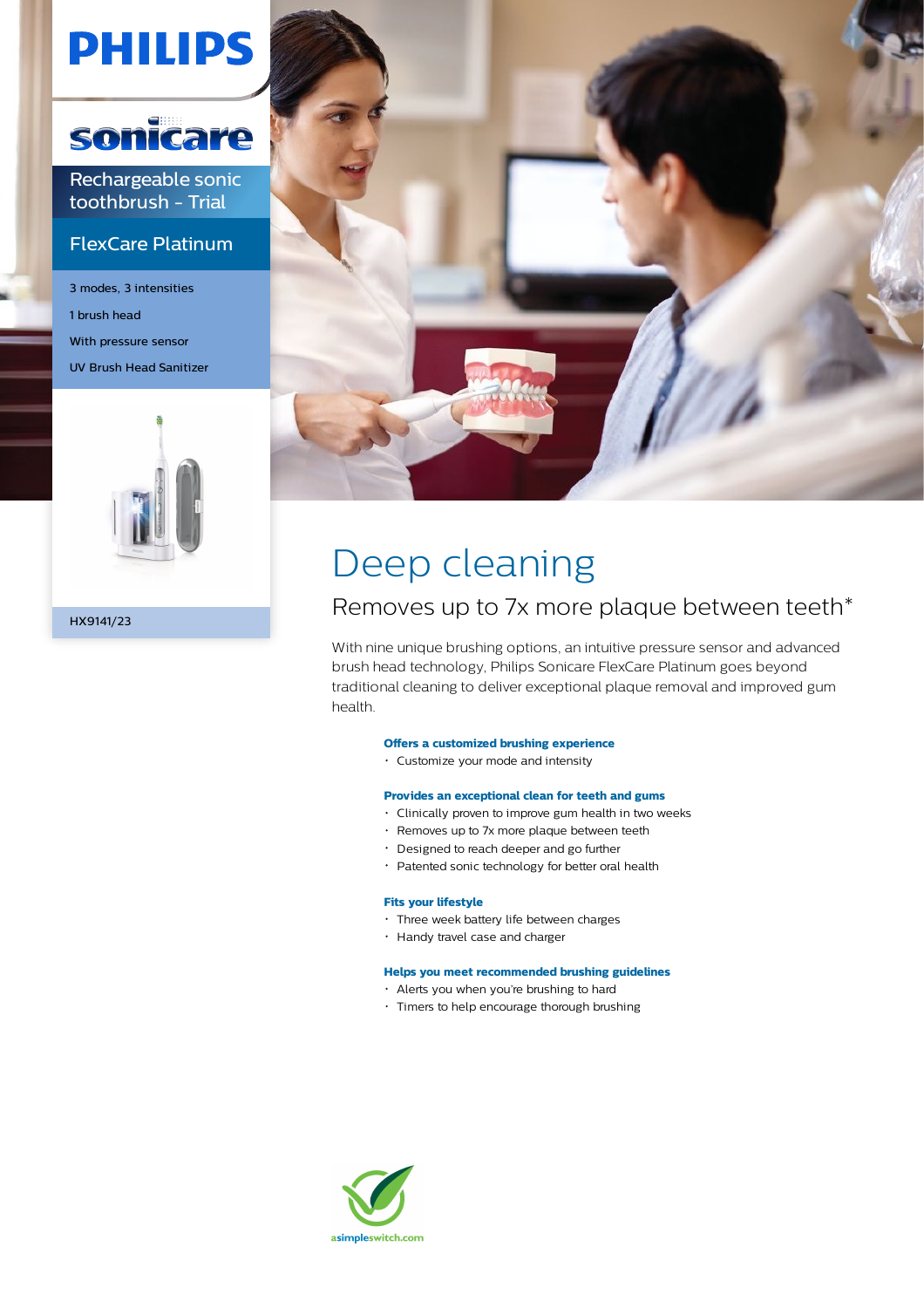PHILIPS

sonicare

Rechargeable sonic toothbrush - Trial

FlexCare Platinum

- 3 modes, 3 intensities
- 1 brush head
- With pressure sensor
- UV Brush Head Sanitizer

HX9141/23

# Deep cleaning

## Removes up to 7x more plaque between teeth*

With nine unique brushing options, an intuitive pressure sensor and advanced brush head technology, Philips Sonicare FlexCare Platinum goes beyond traditional cleaning to deliver exceptional plaque removal and improved gum health.

**Offers a customized brushing experience**
- Customize your mode and intensity

**Provides an exceptional clean for teeth and gums**
- Clinically proven to improve gum health in two weeks
- Removes up to 7x more plaque between teeth
- Designed to reach deeper and go further
- Patented sonic technology for better oral health

**Fits your lifestyle**
- Three week battery life between charges
- Handy travel case and charger

**Helps you meet recommended brushing guidelines**
- Alerts you when you're brushing to hard
- Timers to help encourage thorough brushing

asimpleswitch.com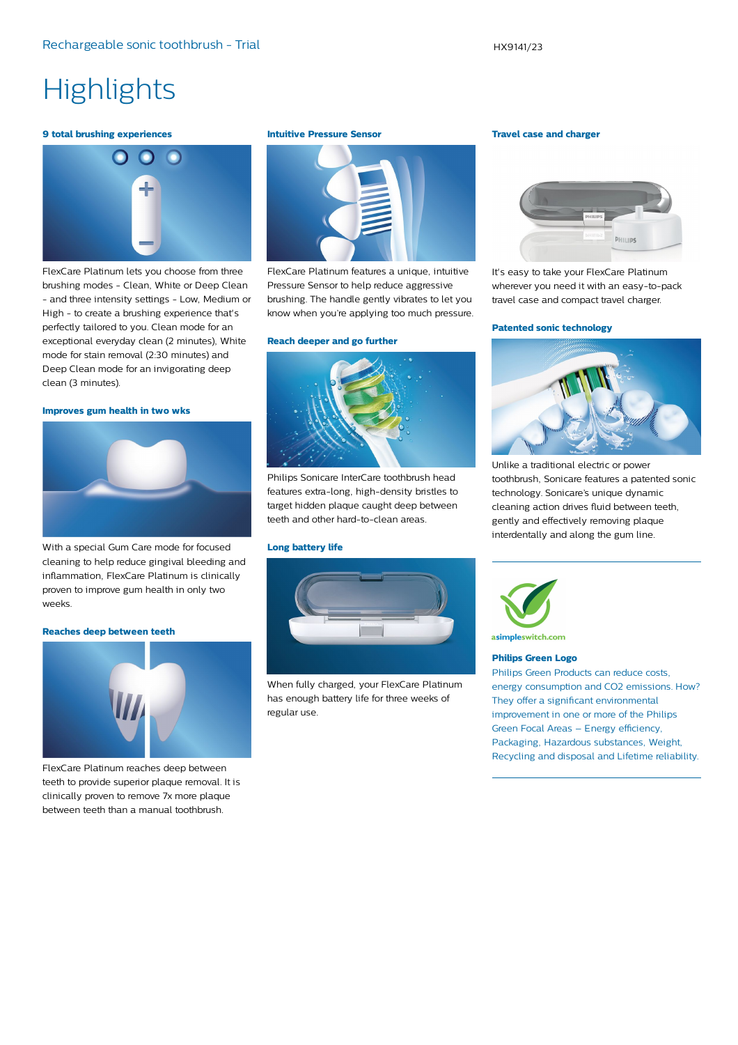# Highlights

### 9 total brushing experiences

FlexCare Platinum lets you choose from three brushing modes - Clean, White or Deep Clean - and three intensity settings - Low, Medium or High - to create a brushing experience that's perfectly tailored to you. Clean mode for an exceptional everyday clean (2 minutes), White mode for stain removal (2:30 minutes) and Deep Clean mode for an invigorating deep clean (3 minutes).

### Improves gum health in two wks

With a special Gum Care mode for focused cleaning to help reduce gingival bleeding and inflammation, FlexCare Platinum is clinically proven to improve gum health in only two weeks.

### Reaches deep between teeth

FlexCare Platinum reaches deep between teeth to provide superior plaque removal. It is clinically proven to remove 7x more plaque between teeth than a manual toothbrush.

### Intuitive Pressure Sensor

FlexCare Platinum features a unique, intuitive Pressure Sensor to help reduce aggressive brushing. The handle gently vibrates to let you know when you're applying too much pressure.

### Reach deeper and go further

Philips Sonicare InterCare toothbrush head features extra-long, high-density bristles to target hidden plaque caught deep between teeth and other hard-to-clean areas.

### Long battery life

When fully charged, your FlexCare Platinum has enough battery life for three weeks of regular use.

### Travel case and charger

It's easy to take your FlexCare Platinum wherever you need it with an easy-to-pack travel case and compact travel charger.

### Patented sonic technology

Unlike a traditional electric or power toothbrush, Sonicare features a patented sonic technology. Sonicare's unique dynamic cleaning action drives fluid between teeth, gently and effectively removing plaque interdentally and along the gum line.

asimpleswitch.com

### Philips Green Logo

Philips Green Products can reduce costs, energy consumption and $CO_2$ emissions. How? They offer a significant environmental improvement in one or more of the Philips Green Focal Areas – Energy efficiency, Packaging, Hazardous substances, Weight, Recycling and disposal and Lifetime reliability.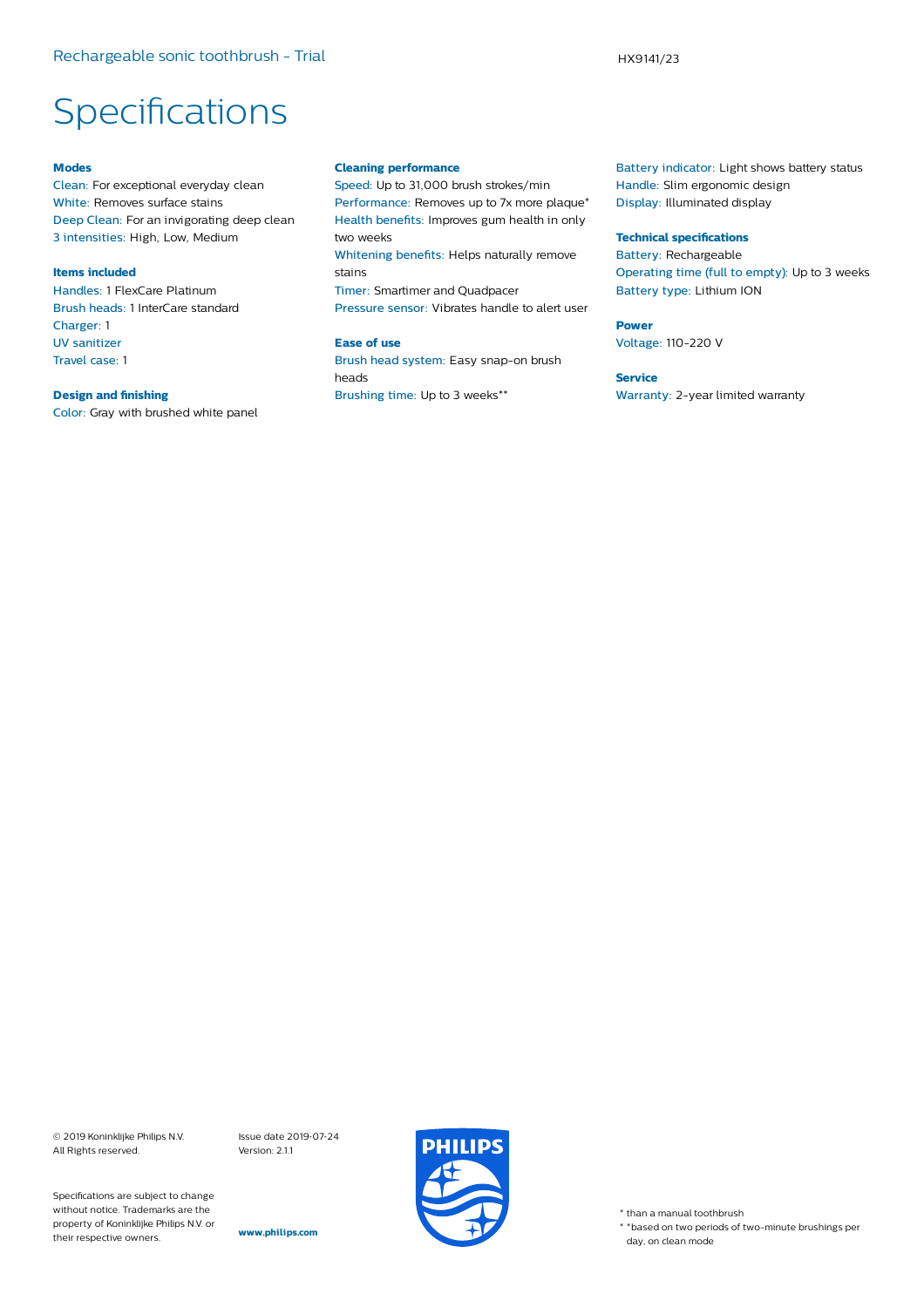# Specifications

### Modes

Clean: For exceptional everyday clean
White: Removes surface stains
Deep Clean: For an invigorating deep clean
3 intensities: High, Low, Medium

### Items included

Handles: 1 FlexCare Platinum
Brush heads: 1 InterCare standard
Charger: 1
UV sanitizer
Travel case: 1

### Design and finishing

Color: Gray with brushed white panel

### Cleaning performance

Speed: Up to 31,000 brush strokes/min
Performance: Removes up to 7x more plaque*
Health benefits: Improves gum health in only two weeks
Whitening benefits: Helps naturally remove stains
Timer: Smartimer and Quadpacer
Pressure sensor: Vibrates handle to alert user

### Ease of use

Brush head system: Easy snap-on brush heads
Brushing time: Up to 3 weeks**

Battery indicator: Light shows battery status
Handle: Slim ergonomic design
Display: Illuminated display

### Technical specifications

Battery: Rechargeable
Operating time (full to empty): Up to 3 weeks
Battery type: Lithium ION

### Power

Voltage: 110-220 V

### Service

Warranty: 2-year limited warranty

© 2019 Koninklijke Philips N.V.
All Rights reserved.

Specifications are subject to change without notice. Trademarks are the property of Koninklijke Philips N.V. or their respective owners.

Issue date 2019-07-24
Version: 2.1.1

www.philips.com

* than a manual toothbrush
* *based on two periods of two-minute brushings per day, on clean mode